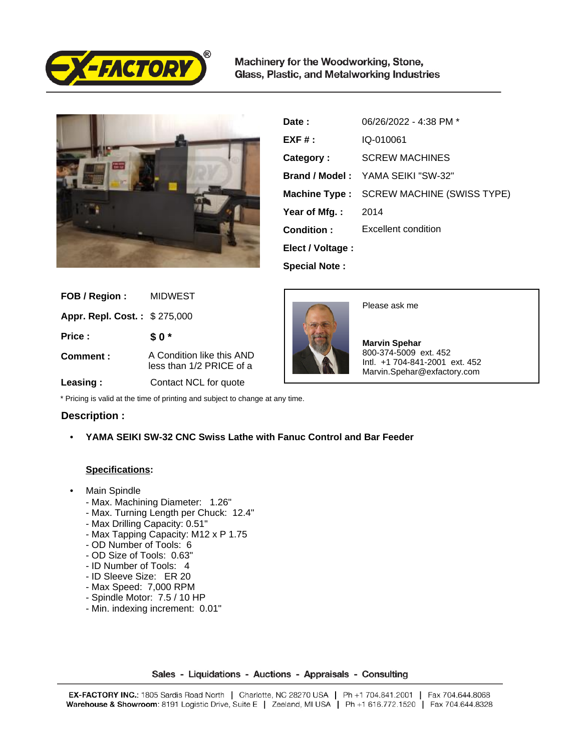Machinery for the Woodworking, Stone, Glass, Plastic, and Metalworking Industries

| | |
|---|---|
| **Date :** | 06/26/2022 - 4:38 PM * |
| **EXF # :** | IQ-010061 |
| **Category :** | SCREW MACHINES |
| **Brand / Model :** | YAMA SEIKI "SW-32" |
| **Machine Type :** | SCREW MACHINE (SWISS TYPE) |
| **Year of Mfg. :** | 2014 |
| **Condition :** | Excellent condition |
| **Elect / Voltage :** | |
| **Special Note :** | |

| | |
|---|---|
| **FOB / Region :** | MIDWEST |
| **Appr. Repl. Cost. :** | $ 275,000 |
| **Price :** | **$ 0 *** |
| **Comment :** | A Condition like this AND less than 1/2 PRICE of a |
| **Leasing :** | Contact NCL for quote |

Please ask me

**Marvin Spehar**
800-374-5009 ext. 452
Intl. +1 704-841-2001 ext. 452
Marvin.Spehar@exfactory.com

* Pricing is valid at the time of printing and subject to change at any time.

## Description :

- **YAMA SEIKI SW-32 CNC Swiss Lathe with Fanuc Control and Bar Feeder**

**Specifications:**

- Main Spindle
  - Max. Machining Diameter: 1.26"
  - Max. Turning Length per Chuck: 12.4"
  - Max Drilling Capacity: 0.51"
  - Max Tapping Capacity: M12 x P 1.75
  - OD Number of Tools: 6
  - OD Size of Tools: 0.63"
  - ID Number of Tools: 4
  - ID Sleeve Size: ER 20
  - Max Speed: 7,000 RPM
  - Spindle Motor: 7.5 / 10 HP
  - Min. indexing increment: 0.01"

Sales - Liquidations - Auctions - Appraisals - Consulting

**EX-FACTORY INC.**: 1805 Sardis Road North | Charlotte, NC 28270 USA | Ph +1 704.841.2001 | Fax 704.644.8068
**Warehouse & Showroom**: 8191 Logistic Drive, Suite E | Zeeland, MI USA | Ph +1 616.772.1520 | Fax 704.644.8328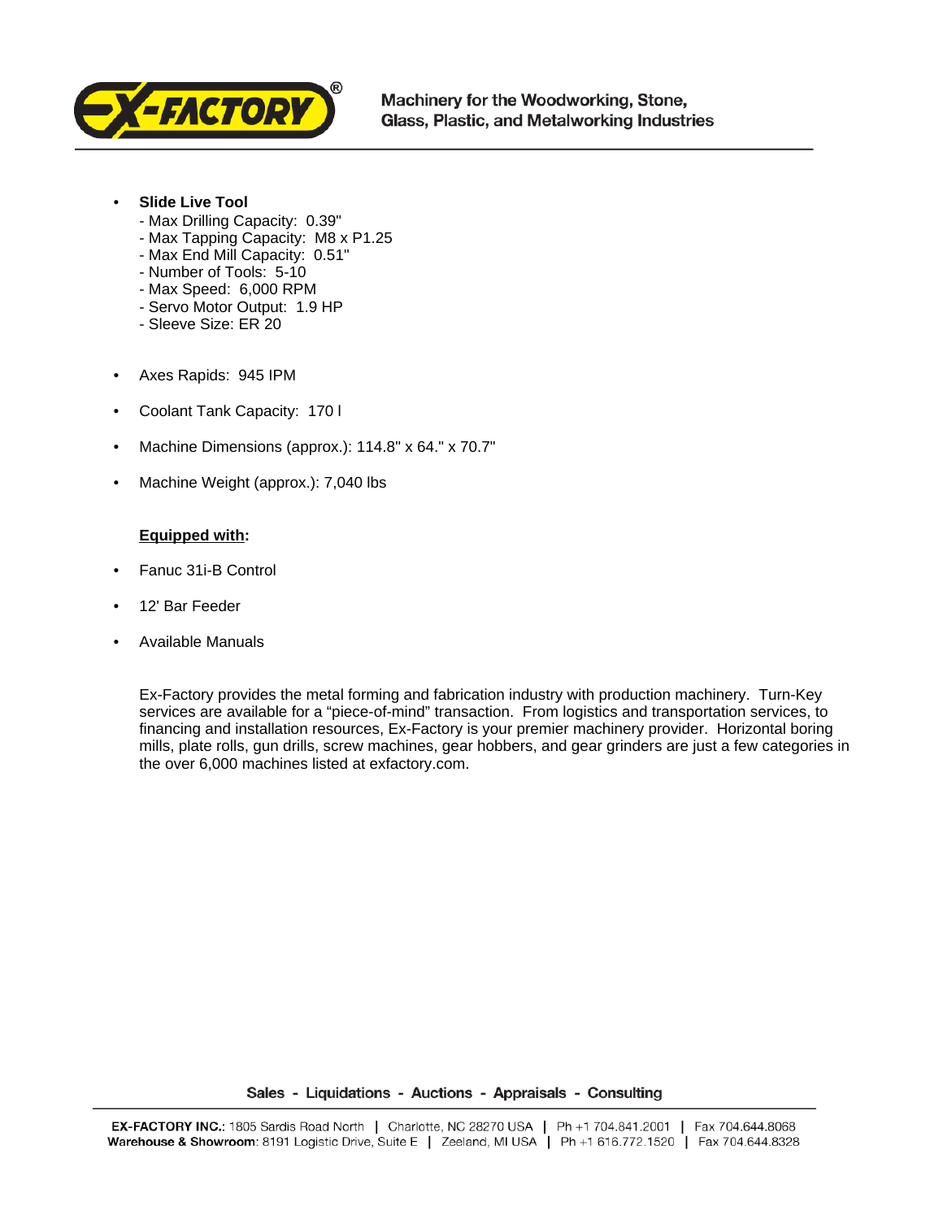- **Slide Live Tool**
  - Max Drilling Capacity: 0.39"
  - Max Tapping Capacity: M8 x P1.25
  - Max End Mill Capacity: 0.51"
  - Number of Tools: 5-10
  - Max Speed: 6,000 RPM
  - Servo Motor Output: 1.9 HP
  - Sleeve Size: ER 20

- Axes Rapids: 945 IPM

- Coolant Tank Capacity: 170 l

- Machine Dimensions (approx.): 114.8" x 64." x 70.7"

- Machine Weight (approx.): 7,040 lbs

**Equipped with:**

- Fanuc 31i-B Control

- 12' Bar Feeder

- Available Manuals

Ex-Factory provides the metal forming and fabrication industry with production machinery. Turn-Key services are available for a "piece-of-mind" transaction. From logistics and transportation services, to financing and installation resources, Ex-Factory is your premier machinery provider. Horizontal boring mills, plate rolls, gun drills, screw machines, gear hobbers, and gear grinders are just a few categories in the over 6,000 machines listed at exfactory.com.